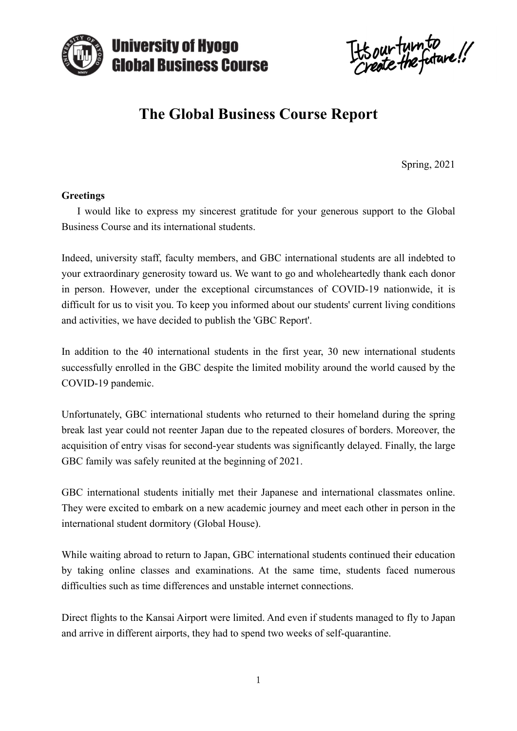# The Global Business Course Report

Spring, 2021

**Greetings**

I would like to express my sincerest gratitude for your generous support to the Global Business Course and its international students.

Indeed, university staff, faculty members, and GBC international students are all indebted to your extraordinary generosity toward us. We want to go and wholeheartedly thank each donor in person. However, under the exceptional circumstances of COVID-19 nationwide, it is difficult for us to visit you. To keep you informed about our students' current living conditions and activities, we have decided to publish the 'GBC Report'.

In addition to the 40 international students in the first year, 30 new international students successfully enrolled in the GBC despite the limited mobility around the world caused by the COVID-19 pandemic.

Unfortunately, GBC international students who returned to their homeland during the spring break last year could not reenter Japan due to the repeated closures of borders. Moreover, the acquisition of entry visas for second-year students was significantly delayed. Finally, the large GBC family was safely reunited at the beginning of 2021.

GBC international students initially met their Japanese and international classmates online. They were excited to embark on a new academic journey and meet each other in person in the international student dormitory (Global House).

While waiting abroad to return to Japan, GBC international students continued their education by taking online classes and examinations. At the same time, students faced numerous difficulties such as time differences and unstable internet connections.

Direct flights to the Kansai Airport were limited. And even if students managed to fly to Japan and arrive in different airports, they had to spend two weeks of self-quarantine.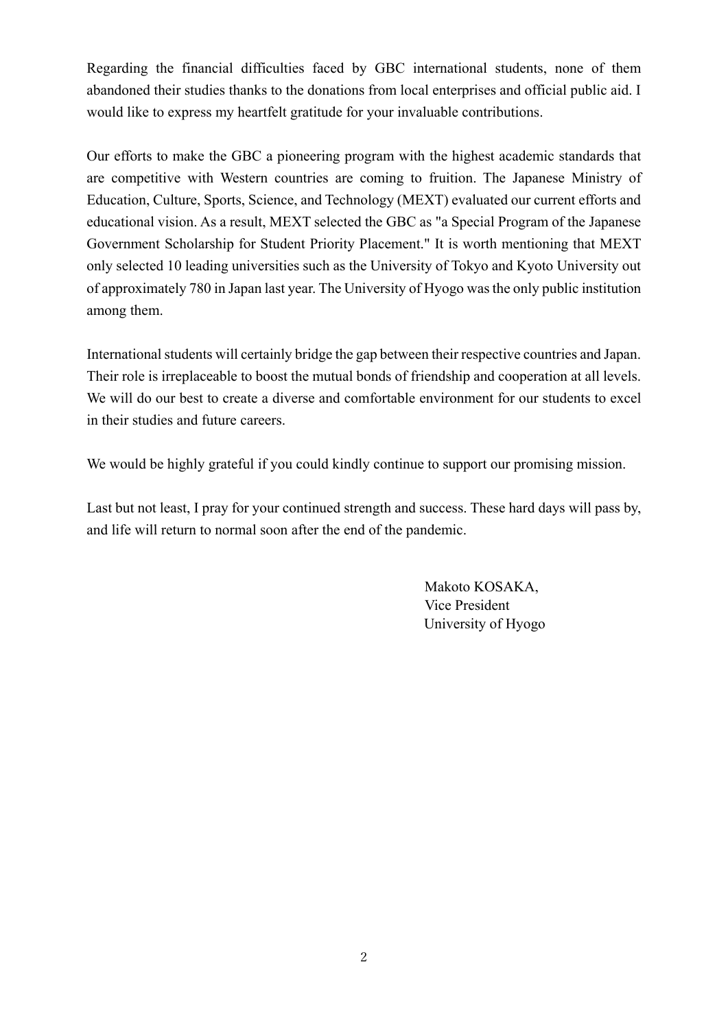Regarding the financial difficulties faced by GBC international students, none of them abandoned their studies thanks to the donations from local enterprises and official public aid. I would like to express my heartfelt gratitude for your invaluable contributions.

Our efforts to make the GBC a pioneering program with the highest academic standards that are competitive with Western countries are coming to fruition. The Japanese Ministry of Education, Culture, Sports, Science, and Technology (MEXT) evaluated our current efforts and educational vision. As a result, MEXT selected the GBC as "a Special Program of the Japanese Government Scholarship for Student Priority Placement." It is worth mentioning that MEXT only selected 10 leading universities such as the University of Tokyo and Kyoto University out of approximately 780 in Japan last year. The University of Hyogo was the only public institution among them.

International students will certainly bridge the gap between their respective countries and Japan. Their role is irreplaceable to boost the mutual bonds of friendship and cooperation at all levels. We will do our best to create a diverse and comfortable environment for our students to excel in their studies and future careers.

We would be highly grateful if you could kindly continue to support our promising mission.

Last but not least, I pray for your continued strength and success. These hard days will pass by, and life will return to normal soon after the end of the pandemic.

Makoto KOSAKA,  
Vice President  
University of Hyogo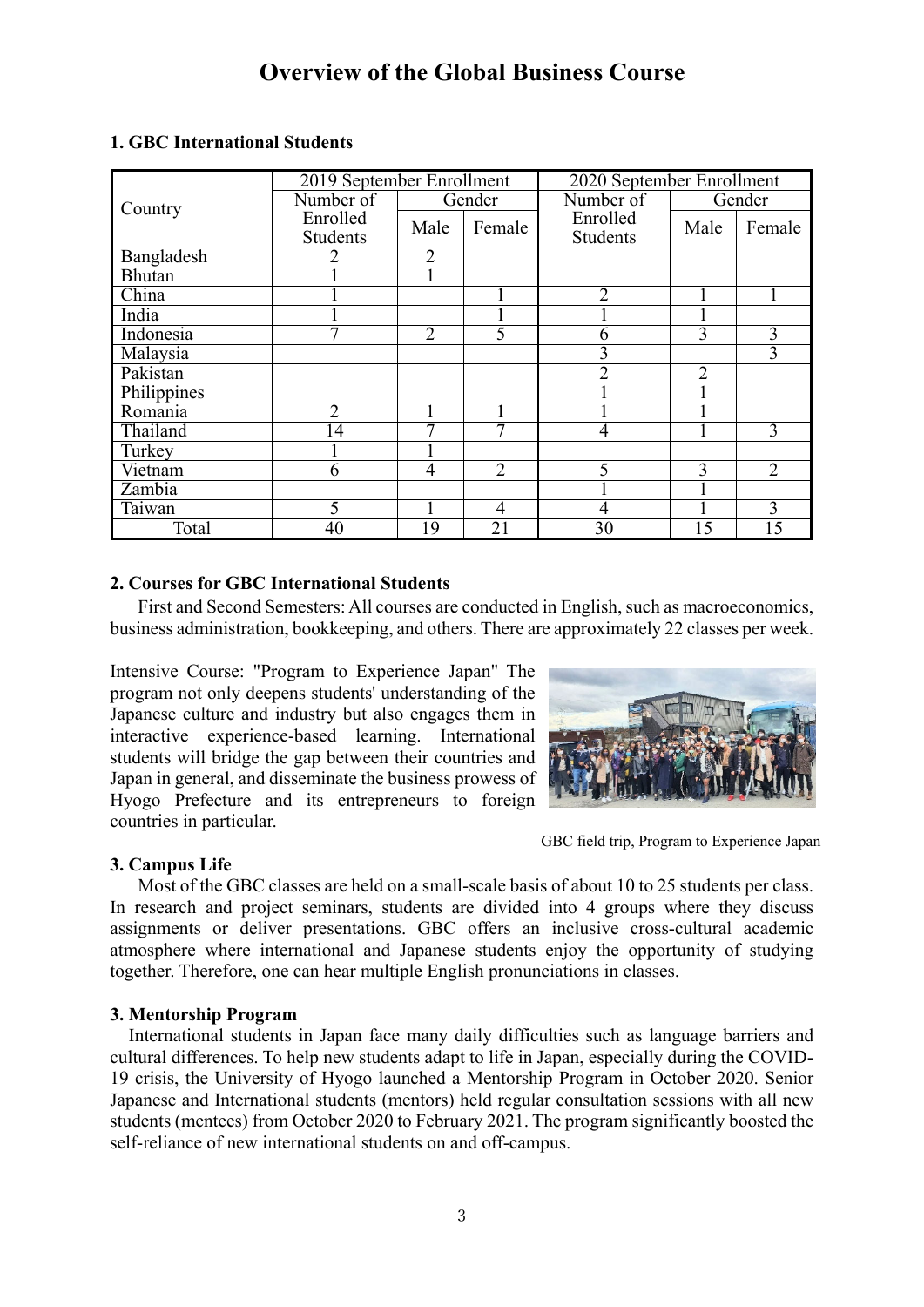# Overview of the Global Business Course

## 1. GBC International Students

| Country | 2019 September Enrollment | | | 2020 September Enrollment | | |
|---|---|---|---|---|---|---|
| | Number of Enrolled Students | Gender | | Number of Enrolled Students | Gender | |
| | | Male | Female | | Male | Female |
| Bangladesh | 2 | 2 | | | | |
| Bhutan | 1 | 1 | | | | |
| China | 1 | | 1 | 2 | 1 | 1 |
| India | 1 | | 1 | 1 | 1 | |
| Indonesia | 7 | 2 | 5 | 6 | 3 | 3 |
| Malaysia | | | | 3 | | 3 |
| Pakistan | | | | 2 | 2 | |
| Philippines | | | | 1 | 1 | |
| Romania | 2 | 1 | 1 | 1 | 1 | |
| Thailand | 14 | 7 | 7 | 4 | 1 | 3 |
| Turkey | 1 | 1 | | | | |
| Vietnam | 6 | 4 | 2 | 5 | 3 | 2 |
| Zambia | | | | 1 | 1 | |
| Taiwan | 5 | 1 | 4 | 4 | 1 | 3 |
| Total | 40 | 19 | 21 | 30 | 15 | 15 |

## 2. Courses for GBC International Students

First and Second Semesters: All courses are conducted in English, such as macroeconomics, business administration, bookkeeping, and others. There are approximately 22 classes per week.

Intensive Course: "Program to Experience Japan" The program not only deepens students' understanding of the Japanese culture and industry but also engages them in interactive experience-based learning. International students will bridge the gap between their countries and Japan in general, and disseminate the business prowess of Hyogo Prefecture and its entrepreneurs to foreign countries in particular.

GBC field trip, Program to Experience Japan

## 3. Campus Life

Most of the GBC classes are held on a small-scale basis of about 10 to 25 students per class. In research and project seminars, students are divided into 4 groups where they discuss assignments or deliver presentations. GBC offers an inclusive cross-cultural academic atmosphere where international and Japanese students enjoy the opportunity of studying together. Therefore, one can hear multiple English pronunciations in classes.

## 3. Mentorship Program

International students in Japan face many daily difficulties such as language barriers and cultural differences. To help new students adapt to life in Japan, especially during the COVID-19 crisis, the University of Hyogo launched a Mentorship Program in October 2020. Senior Japanese and International students (mentors) held regular consultation sessions with all new students (mentees) from October 2020 to February 2021. The program significantly boosted the self-reliance of new international students on and off-campus.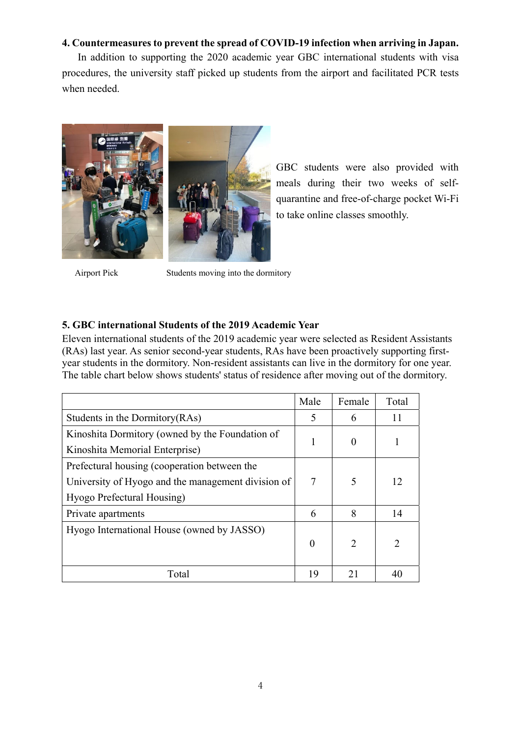**4. Countermeasures to prevent the spread of COVID-19 infection when arriving in Japan.**

In addition to supporting the 2020 academic year GBC international students with visa procedures, the university staff picked up students from the airport and facilitated PCR tests when needed.

GBC students were also provided with meals during their two weeks of self-quarantine and free-of-charge pocket Wi-Fi to take online classes smoothly.

Airport Pick

Students moving into the dormitory

**5. GBC international Students of the 2019 Academic Year**

Eleven international students of the 2019 academic year were selected as Resident Assistants (RAs) last year. As senior second-year students, RAs have been proactively supporting first-year students in the dormitory. Non-resident assistants can live in the dormitory for one year. The table chart below shows students' status of residence after moving out of the dormitory.

| | Male | Female | Total |
|---|---|---|---|
| Students in the Dormitory(RAs) | 5 | 6 | 11 |
| Kinoshita Dormitory (owned by the Foundation of Kinoshita Memorial Enterprise) | 1 | 0 | 1 |
| Prefectural housing (cooperation between the University of Hyogo and the management division of Hyogo Prefectural Housing) | 7 | 5 | 12 |
| Private apartments | 6 | 8 | 14 |
| Hyogo International House (owned by JASSO) | 0 | 2 | 2 |
| Total | 19 | 21 | 40 |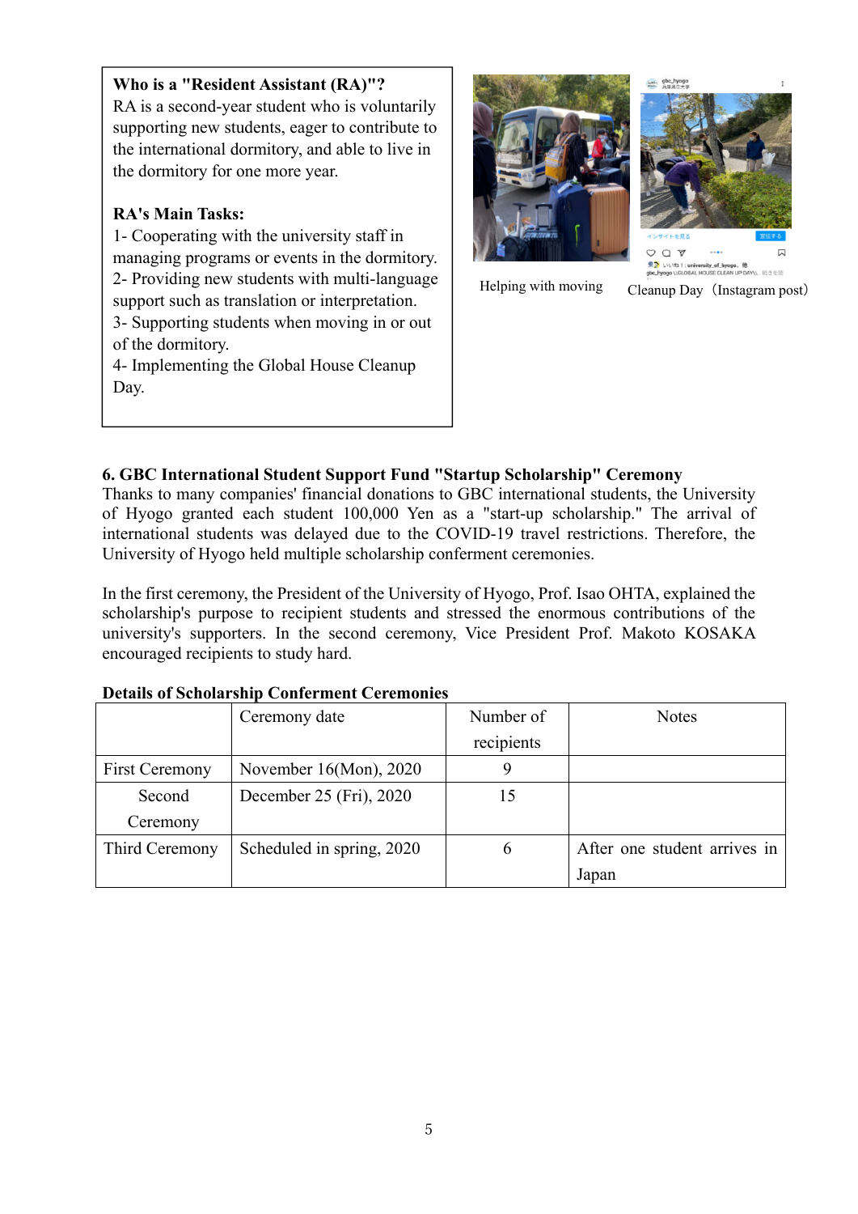**Who is a "Resident Assistant (RA)"?**

RA is a second-year student who is voluntarily supporting new students, eager to contribute to the international dormitory, and able to live in the dormitory for one more year.

**RA's Main Tasks:**

1- Cooperating with the university staff in managing programs or events in the dormitory.
2- Providing new students with multi-language support such as translation or interpretation.
3- Supporting students when moving in or out of the dormitory.
4- Implementing the Global House Cleanup Day.

Helping with moving

Cleanup Day（Instagram post）

## 6. GBC International Student Support Fund "Startup Scholarship" Ceremony

Thanks to many companies' financial donations to GBC international students, the University of Hyogo granted each student 100,000 Yen as a "start-up scholarship." The arrival of international students was delayed due to the COVID-19 travel restrictions. Therefore, the University of Hyogo held multiple scholarship conferment ceremonies.

In the first ceremony, the President of the University of Hyogo, Prof. Isao OHTA, explained the scholarship's purpose to recipient students and stressed the enormous contributions of the university's supporters. In the second ceremony, Vice President Prof. Makoto KOSAKA encouraged recipients to study hard.

**Details of Scholarship Conferment Ceremonies**

| | Ceremony date | Number of recipients | Notes |
|---|---|---|---|
| First Ceremony | November 16(Mon), 2020 | 9 | |
| Second Ceremony | December 25 (Fri), 2020 | 15 | |
| Third Ceremony | Scheduled in spring, 2020 | 6 | After one student arrives in Japan |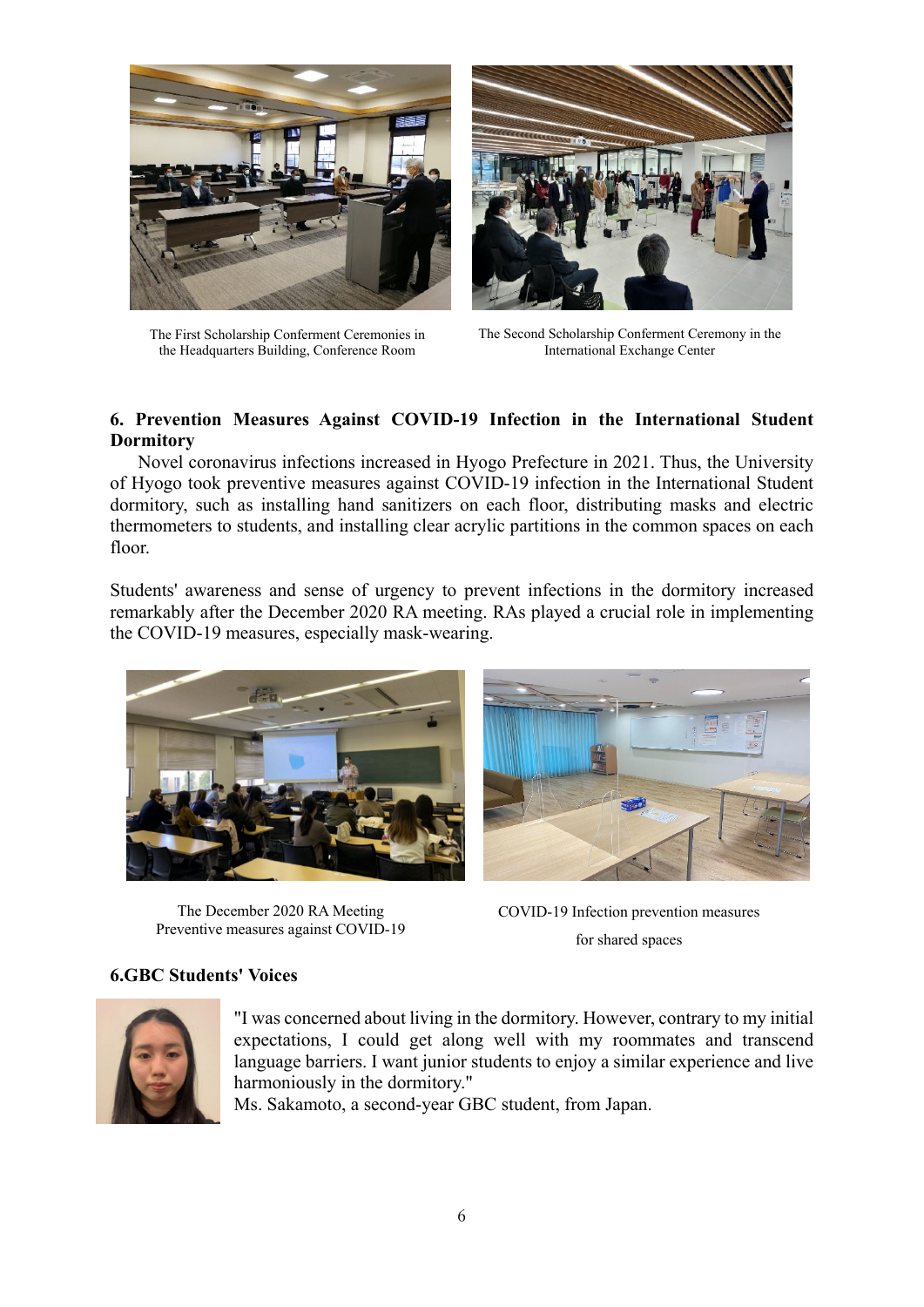The First Scholarship Conferment Ceremonies in the Headquarters Building, Conference Room

The Second Scholarship Conferment Ceremony in the International Exchange Center

## 6. Prevention Measures Against COVID-19 Infection in the International Student Dormitory

Novel coronavirus infections increased in Hyogo Prefecture in 2021. Thus, the University of Hyogo took preventive measures against COVID-19 infection in the International Student dormitory, such as installing hand sanitizers on each floor, distributing masks and electric thermometers to students, and installing clear acrylic partitions in the common spaces on each floor.

Students' awareness and sense of urgency to prevent infections in the dormitory increased remarkably after the December 2020 RA meeting. RAs played a crucial role in implementing the COVID-19 measures, especially mask-wearing.

The December 2020 RA Meeting
Preventive measures against COVID-19

COVID-19 Infection prevention measures
for shared spaces

## 6.GBC Students' Voices

"I was concerned about living in the dormitory. However, contrary to my initial expectations, I could get along well with my roommates and transcend language barriers. I want junior students to enjoy a similar experience and live harmoniously in the dormitory."
Ms. Sakamoto, a second-year GBC student, from Japan.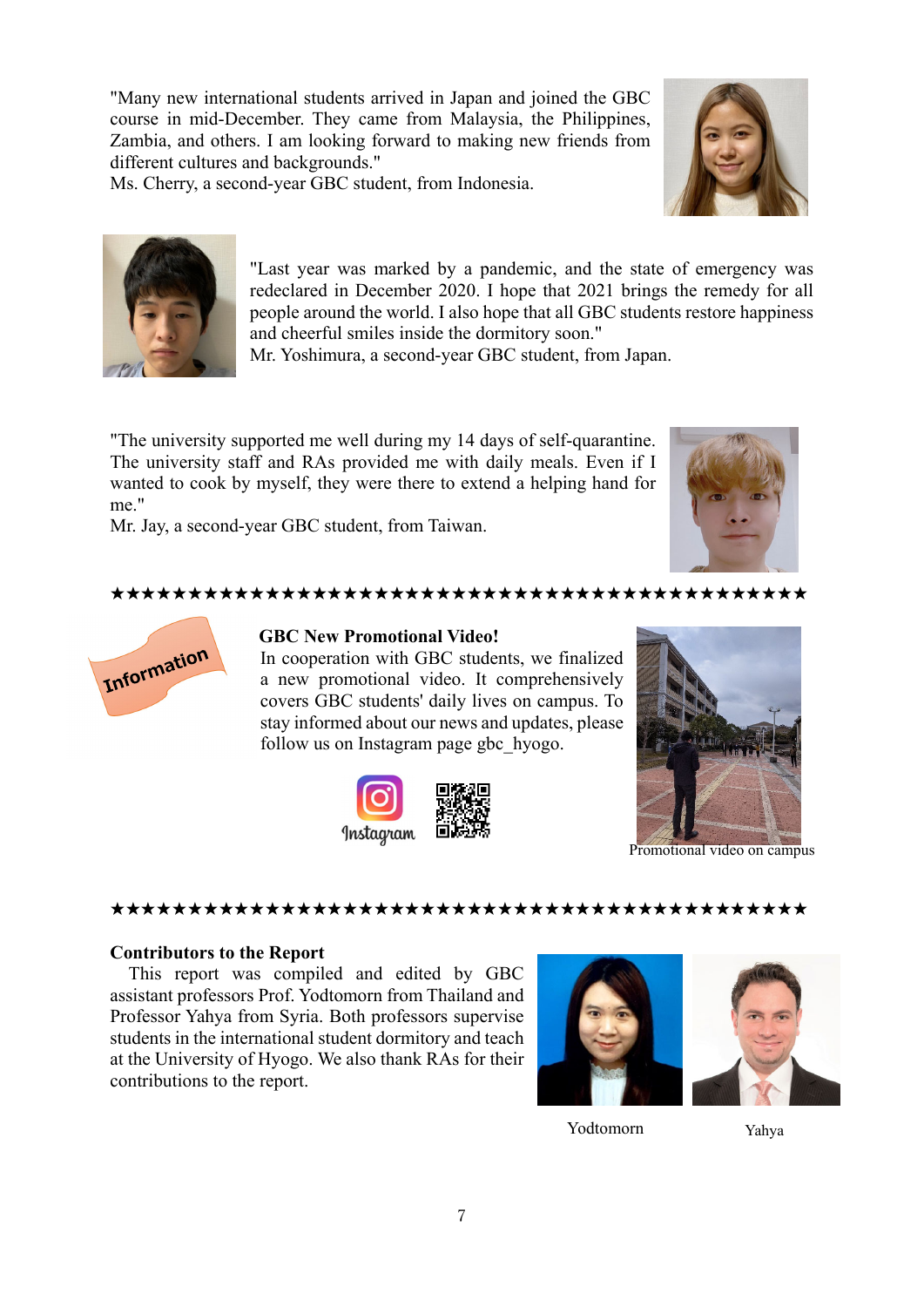"Many new international students arrived in Japan and joined the GBC course in mid-December. They came from Malaysia, the Philippines, Zambia, and others. I am looking forward to making new friends from different cultures and backgrounds."
Ms. Cherry, a second-year GBC student, from Indonesia.

"Last year was marked by a pandemic, and the state of emergency was redeclared in December 2020. I hope that 2021 brings the remedy for all people around the world. I also hope that all GBC students restore happiness and cheerful smiles inside the dormitory soon."
Mr. Yoshimura, a second-year GBC student, from Japan.

"The university supported me well during my 14 days of self-quarantine. The university staff and RAs provided me with daily meals. Even if I wanted to cook by myself, they were there to extend a helping hand for me."
Mr. Jay, a second-year GBC student, from Taiwan.

★★★★★★★★★★★★★★★★★★★★★★★★★★★★★★★★★★★★★★★★★★★★★

Information

**GBC New Promotional Video!**

In cooperation with GBC students, we finalized a new promotional video. It comprehensively covers GBC students' daily lives on campus. To stay informed about our news and updates, please follow us on Instagram page gbc_hyogo.

Instagram

Promotional video on campus

★★★★★★★★★★★★★★★★★★★★★★★★★★★★★★★★★★★★★★★★★★★★★

**Contributors to the Report**

This report was compiled and edited by GBC assistant professors Prof. Yodtomorn from Thailand and Professor Yahya from Syria. Both professors supervise students in the international student dormitory and teach at the University of Hyogo. We also thank RAs for their contributions to the report.

Yodtomorn

Yahya